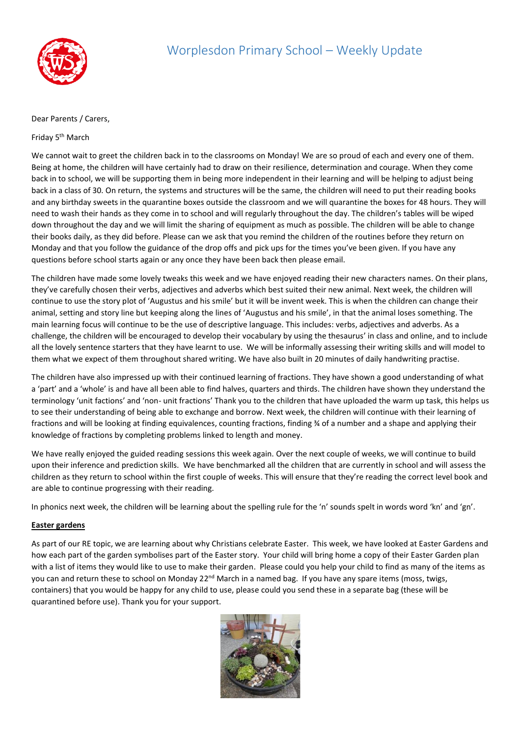# Worplesdon Primary School – Weekly Update

Dear Parents / Carers,

Friday 5th March

We cannot wait to greet the children back in to the classrooms on Monday! We are so proud of each and every one of them. Being at home, the children will have certainly had to draw on their resilience, determination and courage. When they come back in to school, we will be supporting them in being more independent in their learning and will be helping to adjust being back in a class of 30. On return, the systems and structures will be the same, the children will need to put their reading books and any birthday sweets in the quarantine boxes outside the classroom and we will quarantine the boxes for 48 hours. They will need to wash their hands as they come in to school and will regularly throughout the day. The children's tables will be wiped down throughout the day and we will limit the sharing of equipment as much as possible. The children will be able to change their books daily, as they did before. Please can we ask that you remind the children of the routines before they return on Monday and that you follow the guidance of the drop offs and pick ups for the times you've been given. If you have any questions before school starts again or any once they have been back then please email.

The children have made some lovely tweaks this week and we have enjoyed reading their new characters names. On their plans, they've carefully chosen their verbs, adjectives and adverbs which best suited their new animal. Next week, the children will continue to use the story plot of 'Augustus and his smile' but it will be invent week. This is when the children can change their animal, setting and story line but keeping along the lines of 'Augustus and his smile', in that the animal loses something. The main learning focus will continue to be the use of descriptive language. This includes: verbs, adjectives and adverbs. As a challenge, the children will be encouraged to develop their vocabulary by using the thesaurus' in class and online, and to include all the lovely sentence starters that they have learnt to use. We will be informally assessing their writing skills and will model to them what we expect of them throughout shared writing. We have also built in 20 minutes of daily handwriting practise.

The children have also impressed up with their continued learning of fractions. They have shown a good understanding of what a 'part' and a 'whole' is and have all been able to find halves, quarters and thirds. The children have shown they understand the terminology 'unit factions' and 'non- unit fractions' Thank you to the children that have uploaded the warm up task, this helps us to see their understanding of being able to exchange and borrow. Next week, the children will continue with their learning of fractions and will be looking at finding equivalences, counting fractions, finding ¾ of a number and a shape and applying their knowledge of fractions by completing problems linked to length and money.

We have really enjoyed the guided reading sessions this week again. Over the next couple of weeks, we will continue to build upon their inference and prediction skills. We have benchmarked all the children that are currently in school and will assess the children as they return to school within the first couple of weeks. This will ensure that they're reading the correct level book and are able to continue progressing with their reading.

In phonics next week, the children will be learning about the spelling rule for the 'n' sounds spelt in words word 'kn' and 'gn'.

**Easter gardens**

As part of our RE topic, we are learning about why Christians celebrate Easter. This week, we have looked at Easter Gardens and how each part of the garden symbolises part of the Easter story. Your child will bring home a copy of their Easter Garden plan with a list of items they would like to use to make their garden. Please could you help your child to find as many of the items as you can and return these to school on Monday 22nd March in a named bag. If you have any spare items (moss, twigs, containers) that you would be happy for any child to use, please could you send these in a separate bag (these will be quarantined before use). Thank you for your support.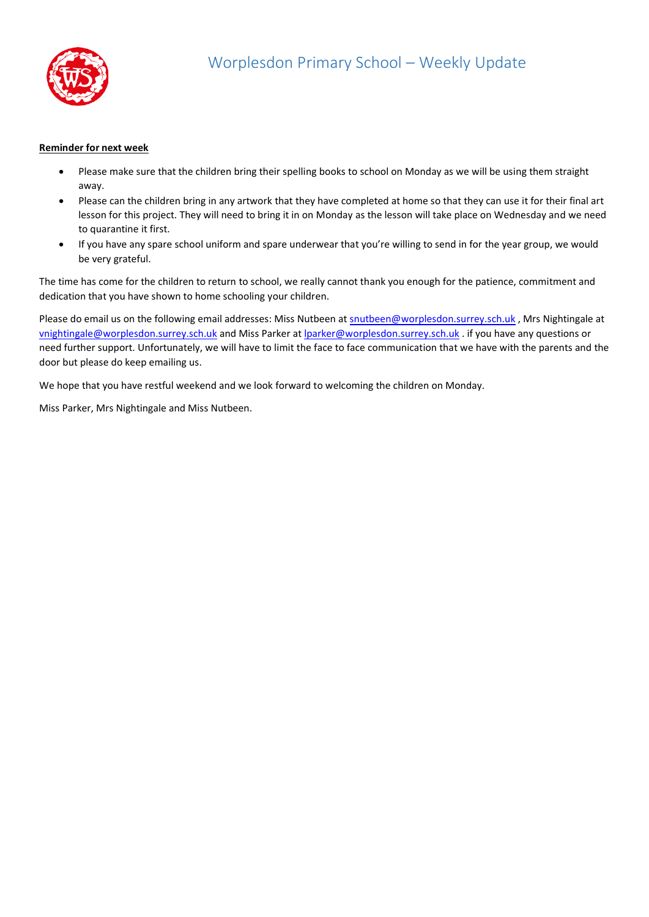# Worplesdon Primary School – Weekly Update

**Reminder for next week**

- Please make sure that the children bring their spelling books to school on Monday as we will be using them straight away.
- Please can the children bring in any artwork that they have completed at home so that they can use it for their final art lesson for this project. They will need to bring it in on Monday as the lesson will take place on Wednesday and we need to quarantine it first.
- If you have any spare school uniform and spare underwear that you're willing to send in for the year group, we would be very grateful.

The time has come for the children to return to school, we really cannot thank you enough for the patience, commitment and dedication that you have shown to home schooling your children.

Please do email us on the following email addresses: Miss Nutbeen at snutbeen@worplesdon.surrey.sch.uk , Mrs Nightingale at vnightingale@worplesdon.surrey.sch.uk and Miss Parker at lparker@worplesdon.surrey.sch.uk . if you have any questions or need further support. Unfortunately, we will have to limit the face to face communication that we have with the parents and the door but please do keep emailing us.

We hope that you have restful weekend and we look forward to welcoming the children on Monday.

Miss Parker, Mrs Nightingale and Miss Nutbeen.